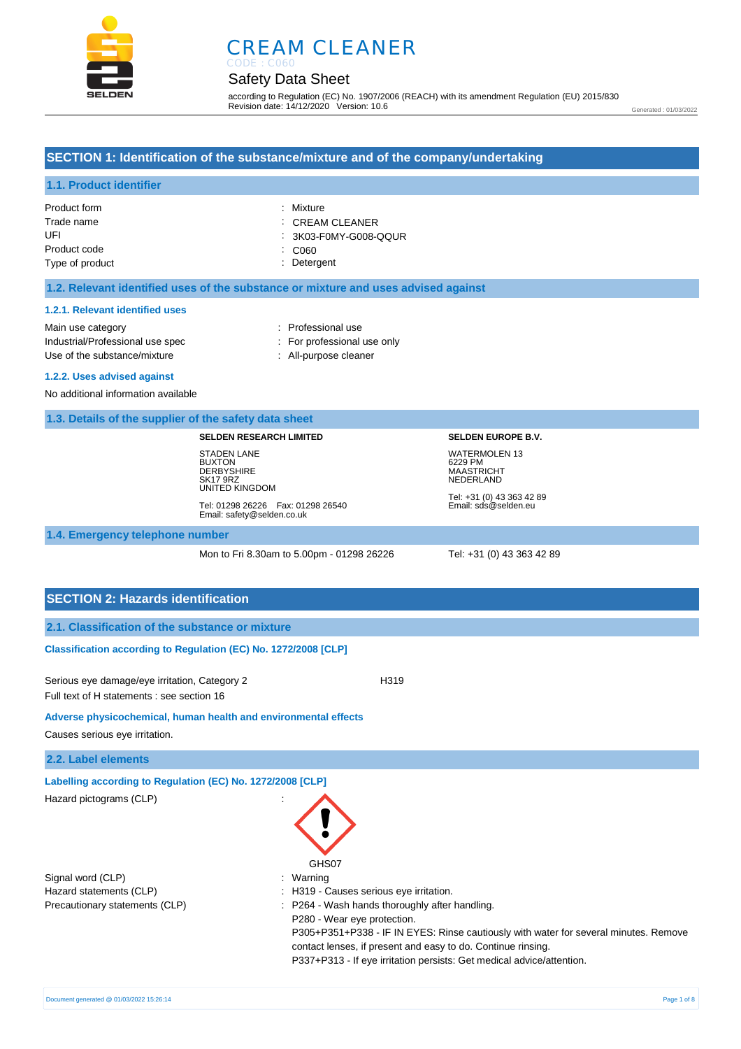# CREAM CLEANER

CODE : C060

## Safety Data Sheet

according to Regulation (EC) No. 1907/2006 (REACH) with its amendment Regulation (EU) 2015/830
Revision date: 14/12/2020 Version: 10.6

Generated : 01/03/2022

## SECTION 1: Identification of the substance/mixture and of the company/undertaking

### 1.1. Product identifier

| | |
|---|---|
| Product form | : Mixture |
| Trade name | : CREAM CLEANER |
| UFI | : 3K03-F0MY-G008-QQUR |
| Product code | : C060 |
| Type of product | : Detergent |

### 1.2. Relevant identified uses of the substance or mixture and uses advised against

#### 1.2.1. Relevant identified uses

| | |
|---|---|
| Main use category | : Professional use |
| Industrial/Professional use spec | : For professional use only |
| Use of the substance/mixture | : All-purpose cleaner |

#### 1.2.2. Uses advised against

No additional information available

### 1.3. Details of the supplier of the safety data sheet

**SELDEN RESEARCH LIMITED**

STADEN LANE
BUXTON
DERBYSHIRE
SK17 9RZ
UNITED KINGDOM

Tel: 01298 26226 Fax: 01298 26540
Email: safety@selden.co.uk

**SELDEN EUROPE B.V.**

WATERMOLEN 13
6229 PM
MAASTRICHT
NEDERLAND

Tel: +31 (0) 43 363 42 89
Email: sds@selden.eu

### 1.4. Emergency telephone number

Mon to Fri 8.30am to 5.00pm - 01298 26226

Tel: +31 (0) 43 363 42 89

## SECTION 2: Hazards identification

### 2.1. Classification of the substance or mixture

**Classification according to Regulation (EC) No. 1272/2008 [CLP]**

Serious eye damage/eye irritation, Category 2 H319

Full text of H statements : see section 16

**Adverse physicochemical, human health and environmental effects**

Causes serious eye irritation.

### 2.2. Label elements

**Labelling according to Regulation (EC) No. 1272/2008 [CLP]**

Hazard pictograms (CLP) :

GHS07

| | |
|---|---|
| Signal word (CLP) | : Warning |
| Hazard statements (CLP) | : H319 - Causes serious eye irritation. |
| Precautionary statements (CLP) | : P264 - Wash hands thoroughly after handling.<br>P280 - Wear eye protection.<br>P305+P351+P338 - IF IN EYES: Rinse cautiously with water for several minutes. Remove contact lenses, if present and easy to do. Continue rinsing.<br>P337+P313 - If eye irritation persists: Get medical advice/attention. |

Document generated @ 01/03/2022 15:26:14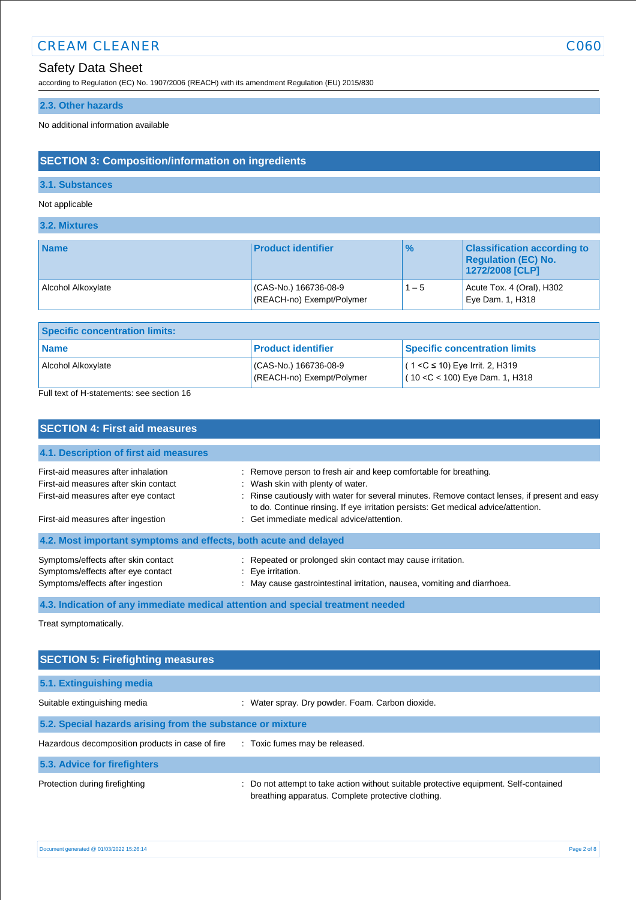### 2.3. Other hazards

No additional information available

## SECTION 3: Composition/information on ingredients

### 3.1. Substances

Not applicable

### 3.2. Mixtures

| Name | Product identifier | % | Classification according to Regulation (EC) No. 1272/2008 [CLP] |
|---|---|---|---|
| Alcohol Alkoxylate | (CAS-No.) 166736-08-9<br>(REACH-no) Exempt/Polymer | 1 – 5 | Acute Tox. 4 (Oral), H302<br>Eye Dam. 1, H318 |

| Specific concentration limits: | | |
|---|---|---|
| **Name** | **Product identifier** | **Specific concentration limits** |
| Alcohol Alkoxylate | (CAS-No.) 166736-08-9<br>(REACH-no) Exempt/Polymer | ( 1 <C ≤ 10) Eye Irrit. 2, H319<br>( 10 <C < 100) Eye Dam. 1, H318 |

Full text of H-statements: see section 16

## SECTION 4: First aid measures

### 4.1. Description of first aid measures

First-aid measures after inhalation : Remove person to fresh air and keep comfortable for breathing.

First-aid measures after skin contact : Wash skin with plenty of water.

First-aid measures after eye contact : Rinse cautiously with water for several minutes. Remove contact lenses, if present and easy to do. Continue rinsing. If eye irritation persists: Get medical advice/attention.

First-aid measures after ingestion : Get immediate medical advice/attention.

### 4.2. Most important symptoms and effects, both acute and delayed

Symptoms/effects after skin contact : Repeated or prolonged skin contact may cause irritation.

Symptoms/effects after eye contact : Eye irritation.

Symptoms/effects after ingestion : May cause gastrointestinal irritation, nausea, vomiting and diarrhoea.

### 4.3. Indication of any immediate medical attention and special treatment needed

Treat symptomatically.

## SECTION 5: Firefighting measures

### 5.1. Extinguishing media

Suitable extinguishing media : Water spray. Dry powder. Foam. Carbon dioxide.

### 5.2. Special hazards arising from the substance or mixture

Hazardous decomposition products in case of fire : Toxic fumes may be released.

### 5.3. Advice for firefighters

Protection during firefighting : Do not attempt to take action without suitable protective equipment. Self-contained breathing apparatus. Complete protective clothing.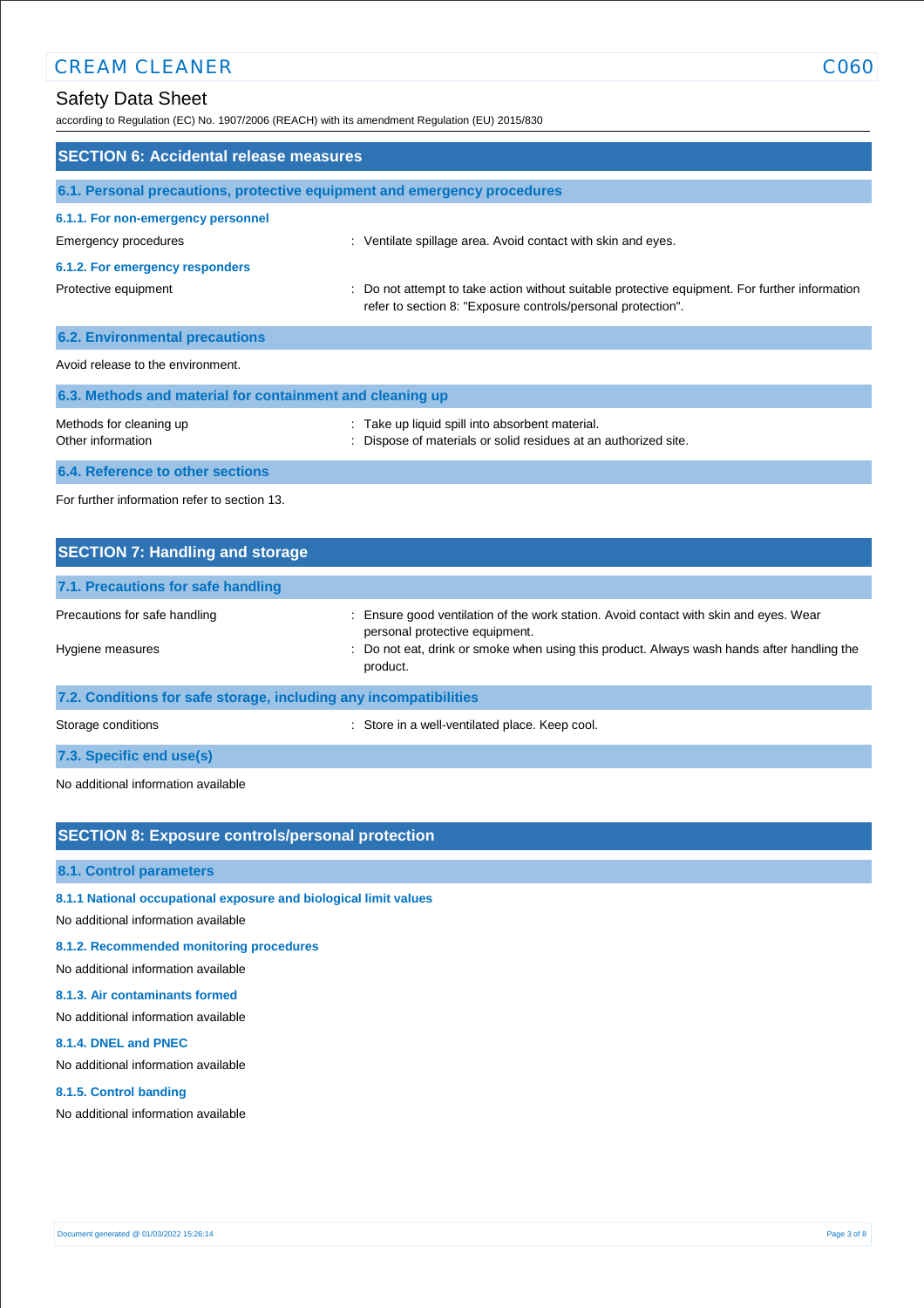## SECTION 6: Accidental release measures

### 6.1. Personal precautions, protective equipment and emergency procedures

#### 6.1.1. For non-emergency personnel

Emergency procedures : Ventilate spillage area. Avoid contact with skin and eyes.

#### 6.1.2. For emergency responders

Protective equipment : Do not attempt to take action without suitable protective equipment. For further information refer to section 8: "Exposure controls/personal protection".

### 6.2. Environmental precautions

Avoid release to the environment.

### 6.3. Methods and material for containment and cleaning up

Methods for cleaning up : Take up liquid spill into absorbent material.

Other information : Dispose of materials or solid residues at an authorized site.

### 6.4. Reference to other sections

For further information refer to section 13.

## SECTION 7: Handling and storage

### 7.1. Precautions for safe handling

Precautions for safe handling : Ensure good ventilation of the work station. Avoid contact with skin and eyes. Wear personal protective equipment.

Hygiene measures : Do not eat, drink or smoke when using this product. Always wash hands after handling the product.

### 7.2. Conditions for safe storage, including any incompatibilities

Storage conditions : Store in a well-ventilated place. Keep cool.

### 7.3. Specific end use(s)

No additional information available

## SECTION 8: Exposure controls/personal protection

### 8.1. Control parameters

#### 8.1.1 National occupational exposure and biological limit values

No additional information available

#### 8.1.2. Recommended monitoring procedures

No additional information available

#### 8.1.3. Air contaminants formed

No additional information available

#### 8.1.4. DNEL and PNEC

No additional information available

#### 8.1.5. Control banding

No additional information available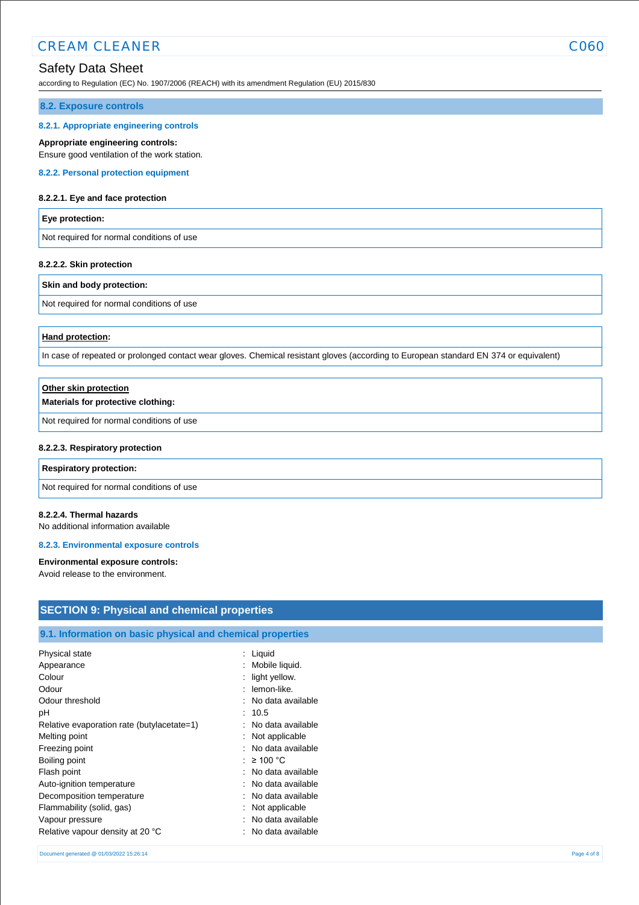### 8.2. Exposure controls

#### 8.2.1. Appropriate engineering controls

**Appropriate engineering controls:**
Ensure good ventilation of the work station.

#### 8.2.2. Personal protection equipment

**8.2.2.1. Eye and face protection**

| **Eye protection:** |
|---|
| Not required for normal conditions of use |

**8.2.2.2. Skin protection**

| **Skin and body protection:** |
|---|
| Not required for normal conditions of use |

| **Hand protection:** |
|---|
| In case of repeated or prolonged contact wear gloves. Chemical resistant gloves (according to European standard EN 374 or equivalent) |

| **Other skin protection** **Materials for protective clothing:** |
|---|
| Not required for normal conditions of use |

**8.2.2.3. Respiratory protection**

| **Respiratory protection:** |
|---|
| Not required for normal conditions of use |

**8.2.2.4. Thermal hazards**
No additional information available

#### 8.2.3. Environmental exposure controls

**Environmental exposure controls:**
Avoid release to the environment.

## SECTION 9: Physical and chemical properties

### 9.1. Information on basic physical and chemical properties

| | |
|---|---|
| Physical state | : Liquid |
| Appearance | : Mobile liquid. |
| Colour | : light yellow. |
| Odour | : lemon-like. |
| Odour threshold | : No data available |
| pH | : 10.5 |
| Relative evaporation rate (butylacetate=1) | : No data available |
| Melting point | : Not applicable |
| Freezing point | : No data available |
| Boiling point | : ≥ 100 °C |
| Flash point | : No data available |
| Auto-ignition temperature | : No data available |
| Decomposition temperature | : No data available |
| Flammability (solid, gas) | : Not applicable |
| Vapour pressure | : No data available |
| Relative vapour density at 20 °C | : No data available |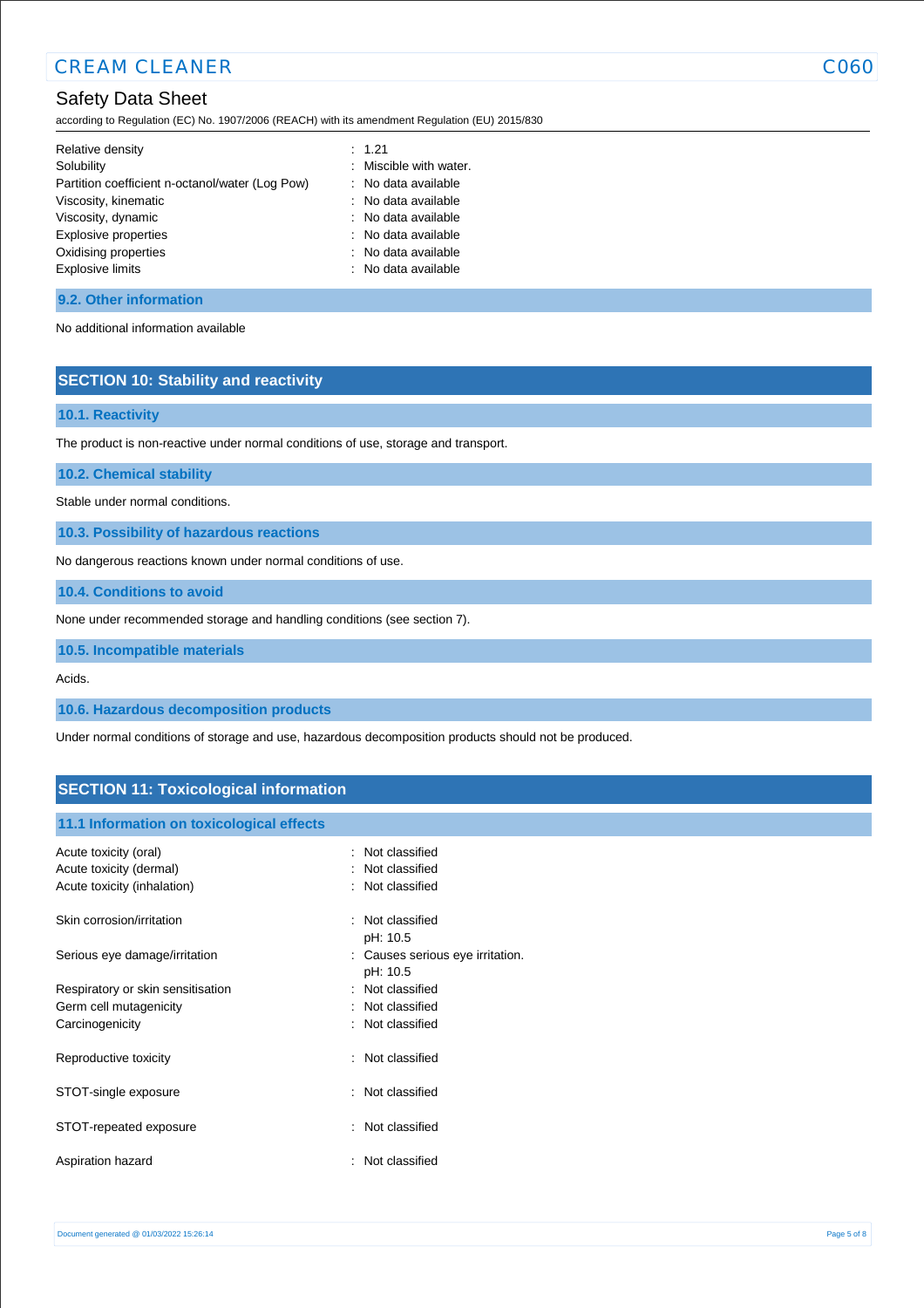| | |
|---|---|
| Relative density | : 1.21 |
| Solubility | : Miscible with water. |
| Partition coefficient n-octanol/water (Log Pow) | : No data available |
| Viscosity, kinematic | : No data available |
| Viscosity, dynamic | : No data available |
| Explosive properties | : No data available |
| Oxidising properties | : No data available |
| Explosive limits | : No data available |

### 9.2. Other information

No additional information available

## SECTION 10: Stability and reactivity

### 10.1. Reactivity

The product is non-reactive under normal conditions of use, storage and transport.

### 10.2. Chemical stability

Stable under normal conditions.

### 10.3. Possibility of hazardous reactions

No dangerous reactions known under normal conditions of use.

### 10.4. Conditions to avoid

None under recommended storage and handling conditions (see section 7).

### 10.5. Incompatible materials

Acids.

### 10.6. Hazardous decomposition products

Under normal conditions of storage and use, hazardous decomposition products should not be produced.

## SECTION 11: Toxicological information

### 11.1 Information on toxicological effects

| | |
|---|---|
| Acute toxicity (oral) | : Not classified |
| Acute toxicity (dermal) | : Not classified |
| Acute toxicity (inhalation) | : Not classified |
| Skin corrosion/irritation | : Not classified<br>pH: 10.5 |
| Serious eye damage/irritation | : Causes serious eye irritation.<br>pH: 10.5 |
| Respiratory or skin sensitisation | : Not classified |
| Germ cell mutagenicity | : Not classified |
| Carcinogenicity | : Not classified |
| Reproductive toxicity | : Not classified |
| STOT-single exposure | : Not classified |
| STOT-repeated exposure | : Not classified |
| Aspiration hazard | : Not classified |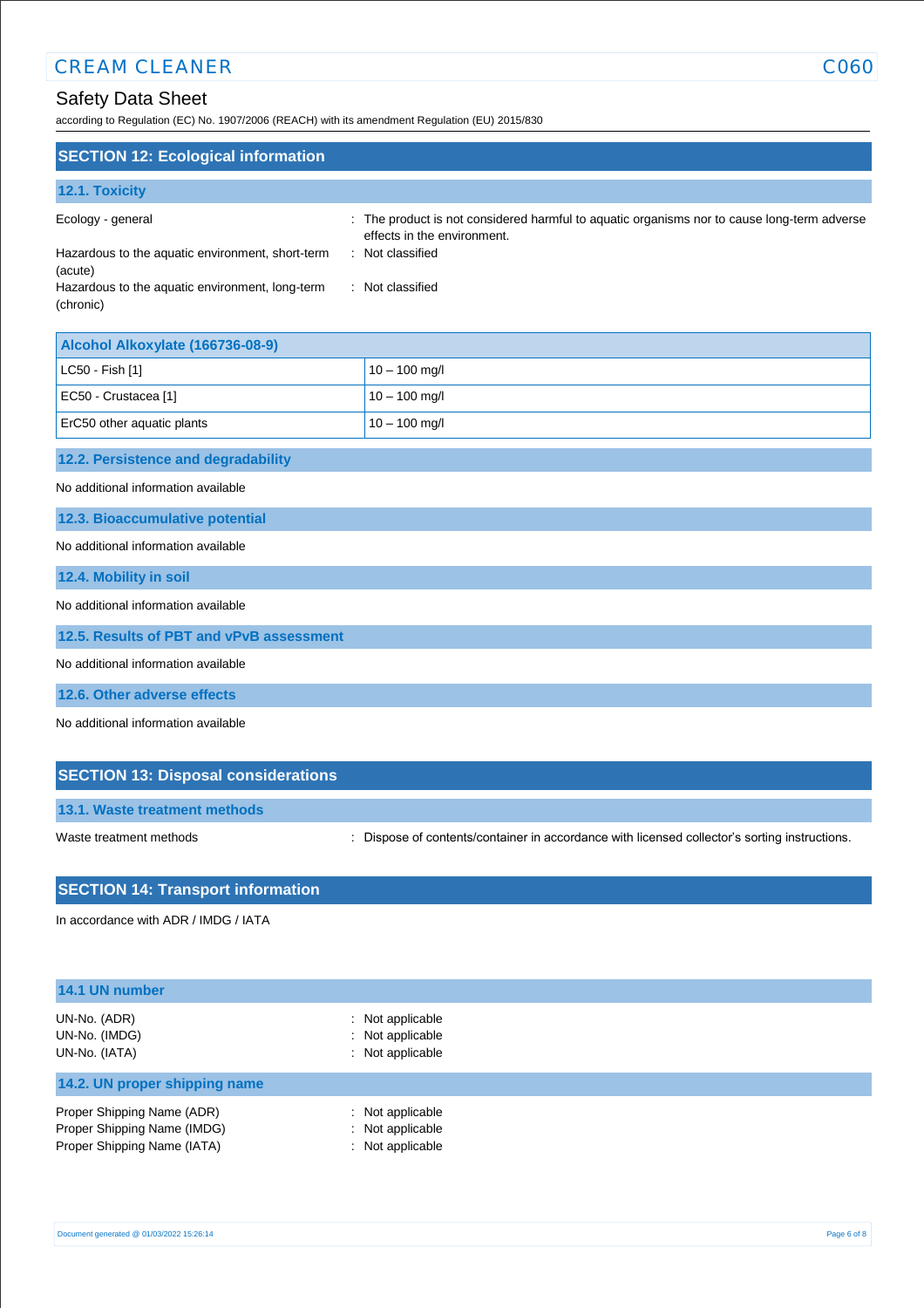## SECTION 12: Ecological information

### 12.1. Toxicity

Ecology - general : The product is not considered harmful to aquatic organisms nor to cause long-term adverse effects in the environment.

Hazardous to the aquatic environment, short-term (acute) : Not classified

Hazardous to the aquatic environment, long-term (chronic) : Not classified

| Alcohol Alkoxylate (166736-08-9) | |
|---|---|
| LC50 - Fish [1] | 10 – 100 mg/l |
| EC50 - Crustacea [1] | 10 – 100 mg/l |
| ErC50 other aquatic plants | 10 – 100 mg/l |

### 12.2. Persistence and degradability

No additional information available

### 12.3. Bioaccumulative potential

No additional information available

### 12.4. Mobility in soil

No additional information available

### 12.5. Results of PBT and vPvB assessment

No additional information available

### 12.6. Other adverse effects

No additional information available

## SECTION 13: Disposal considerations

### 13.1. Waste treatment methods

Waste treatment methods : Dispose of contents/container in accordance with licensed collector's sorting instructions.

## SECTION 14: Transport information

In accordance with ADR / IMDG / IATA

### 14.1 UN number

UN-No. (ADR) : Not applicable
UN-No. (IMDG) : Not applicable
UN-No. (IATA) : Not applicable

### 14.2. UN proper shipping name

Proper Shipping Name (ADR) : Not applicable
Proper Shipping Name (IMDG) : Not applicable
Proper Shipping Name (IATA) : Not applicable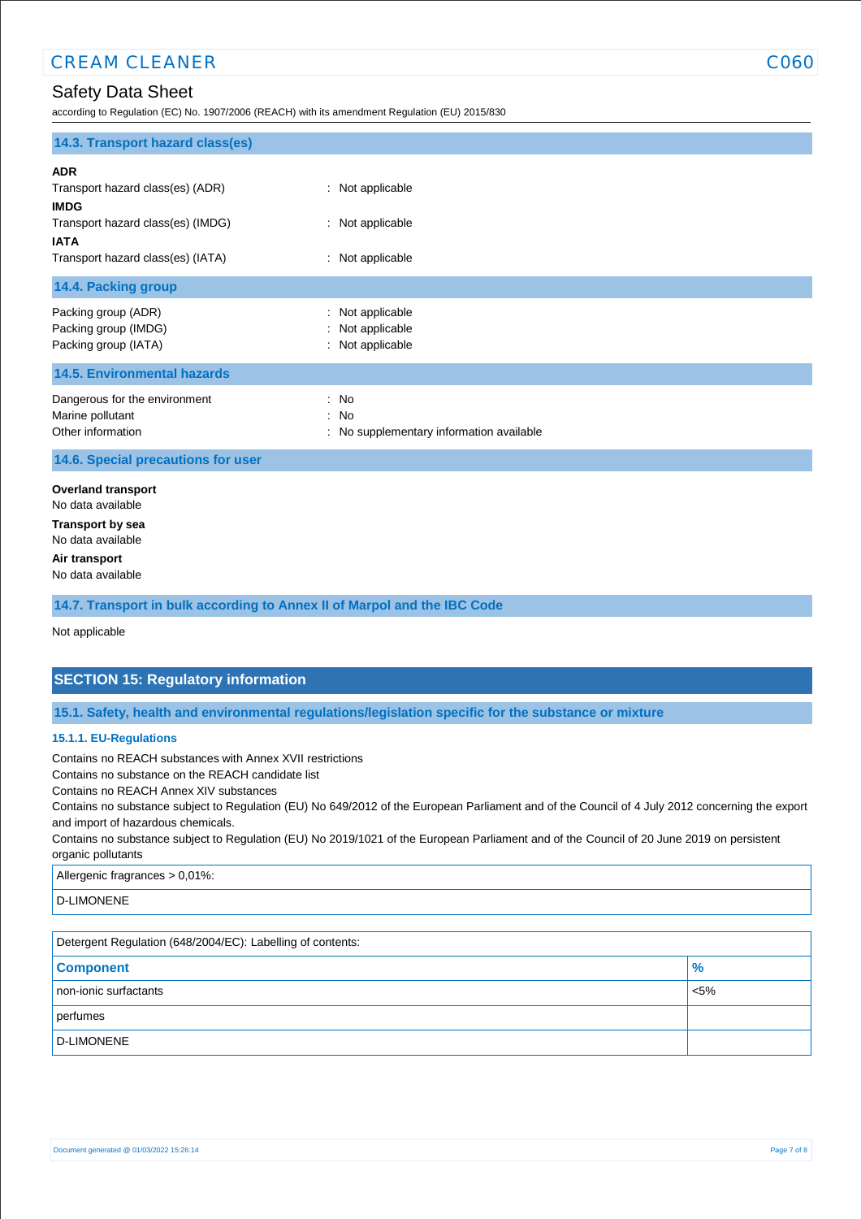### 14.3. Transport hazard class(es)

**ADR**

Transport hazard class(es) (ADR) : Not applicable

**IMDG**

Transport hazard class(es) (IMDG) : Not applicable

**IATA**

Transport hazard class(es) (IATA) : Not applicable

### 14.4. Packing group

Packing group (ADR) : Not applicable
Packing group (IMDG) : Not applicable
Packing group (IATA) : Not applicable

### 14.5. Environmental hazards

Dangerous for the environment : No
Marine pollutant : No
Other information : No supplementary information available

### 14.6. Special precautions for user

**Overland transport**
No data available

**Transport by sea**
No data available

**Air transport**
No data available

### 14.7. Transport in bulk according to Annex II of Marpol and the IBC Code

Not applicable

## SECTION 15: Regulatory information

### 15.1. Safety, health and environmental regulations/legislation specific for the substance or mixture

#### 15.1.1. EU-Regulations

Contains no REACH substances with Annex XVII restrictions
Contains no substance on the REACH candidate list
Contains no REACH Annex XIV substances
Contains no substance subject to Regulation (EU) No 649/2012 of the European Parliament and of the Council of 4 July 2012 concerning the export and import of hazardous chemicals.
Contains no substance subject to Regulation (EU) No 2019/1021 of the European Parliament and of the Council of 20 June 2019 on persistent organic pollutants

| Allergenic fragrances > 0,01%: |
|---|
| D-LIMONENE |

Detergent Regulation (648/2004/EC): Labelling of contents:

| Component | % |
|---|---|
| non-ionic surfactants | <5% |
| perfumes | |
| D-LIMONENE | |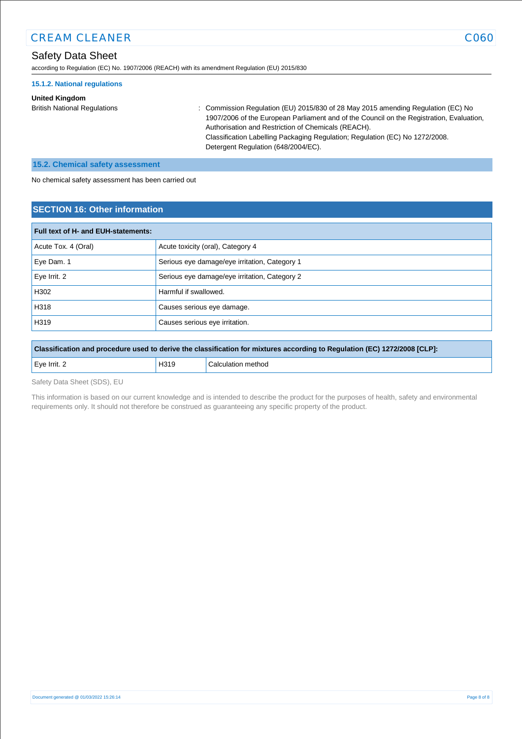#### 15.1.2. National regulations

**United Kingdom**

British National Regulations : Commission Regulation (EU) 2015/830 of 28 May 2015 amending Regulation (EC) No 1907/2006 of the European Parliament and of the Council on the Registration, Evaluation, Authorisation and Restriction of Chemicals (REACH).
Classification Labelling Packaging Regulation; Regulation (EC) No 1272/2008.
Detergent Regulation (648/2004/EC).

### 15.2. Chemical safety assessment

No chemical safety assessment has been carried out

## SECTION 16: Other information

| **Full text of H- and EUH-statements:** | |
|---|---|
| Acute Tox. 4 (Oral) | Acute toxicity (oral), Category 4 |
| Eye Dam. 1 | Serious eye damage/eye irritation, Category 1 |
| Eye Irrit. 2 | Serious eye damage/eye irritation, Category 2 |
| H302 | Harmful if swallowed. |
| H318 | Causes serious eye damage. |
| H319 | Causes serious eye irritation. |

| **Classification and procedure used to derive the classification for mixtures according to Regulation (EC) 1272/2008 [CLP]:** | | |
|---|---|---|
| Eye Irrit. 2 | H319 | Calculation method |

Safety Data Sheet (SDS), EU

This information is based on our current knowledge and is intended to describe the product for the purposes of health, safety and environmental requirements only. It should not therefore be construed as guaranteeing any specific property of the product.